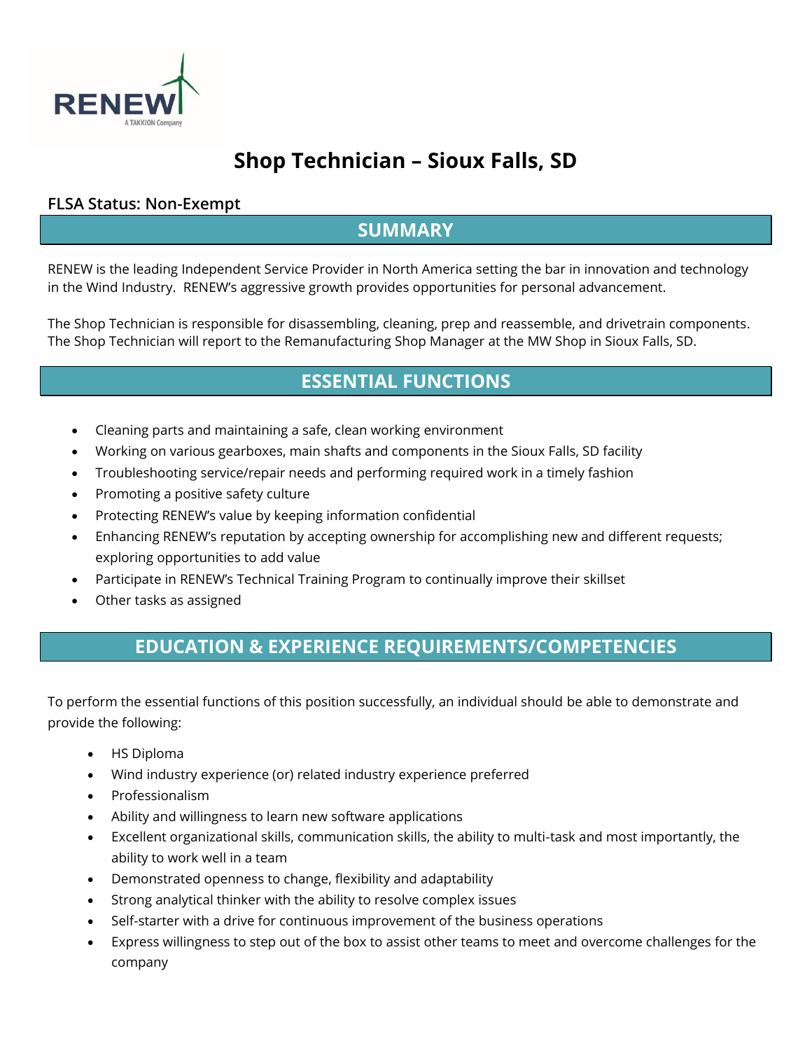# Shop Technician – Sioux Falls, SD

**FLSA Status: Non-Exempt**

## SUMMARY

RENEW is the leading Independent Service Provider in North America setting the bar in innovation and technology in the Wind Industry. RENEW's aggressive growth provides opportunities for personal advancement.

The Shop Technician is responsible for disassembling, cleaning, prep and reassemble, and drivetrain components. The Shop Technician will report to the Remanufacturing Shop Manager at the MW Shop in Sioux Falls, SD.

## ESSENTIAL FUNCTIONS

- Cleaning parts and maintaining a safe, clean working environment
- Working on various gearboxes, main shafts and components in the Sioux Falls, SD facility
- Troubleshooting service/repair needs and performing required work in a timely fashion
- Promoting a positive safety culture
- Protecting RENEW's value by keeping information confidential
- Enhancing RENEW's reputation by accepting ownership for accomplishing new and different requests; exploring opportunities to add value
- Participate in RENEW's Technical Training Program to continually improve their skillset
- Other tasks as assigned

## EDUCATION & EXPERIENCE REQUIREMENTS/COMPETENCIES

To perform the essential functions of this position successfully, an individual should be able to demonstrate and provide the following:

- HS Diploma
- Wind industry experience (or) related industry experience preferred
- Professionalism
- Ability and willingness to learn new software applications
- Excellent organizational skills, communication skills, the ability to multi-task and most importantly, the ability to work well in a team
- Demonstrated openness to change, flexibility and adaptability
- Strong analytical thinker with the ability to resolve complex issues
- Self-starter with a drive for continuous improvement of the business operations
- Express willingness to step out of the box to assist other teams to meet and overcome challenges for the company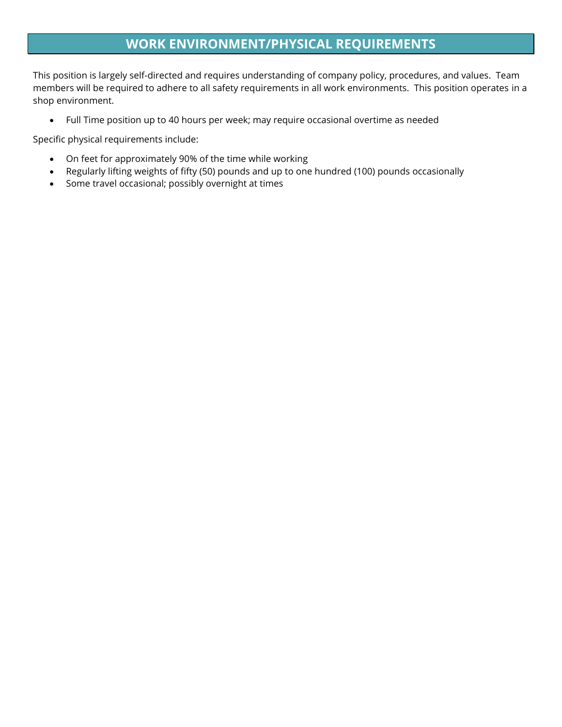## WORK ENVIRONMENT/PHYSICAL REQUIREMENTS

This position is largely self-directed and requires understanding of company policy, procedures, and values. Team members will be required to adhere to all safety requirements in all work environments. This position operates in a shop environment.

- Full Time position up to 40 hours per week; may require occasional overtime as needed

Specific physical requirements include:

- On feet for approximately 90% of the time while working
- Regularly lifting weights of fifty (50) pounds and up to one hundred (100) pounds occasionally
- Some travel occasional; possibly overnight at times